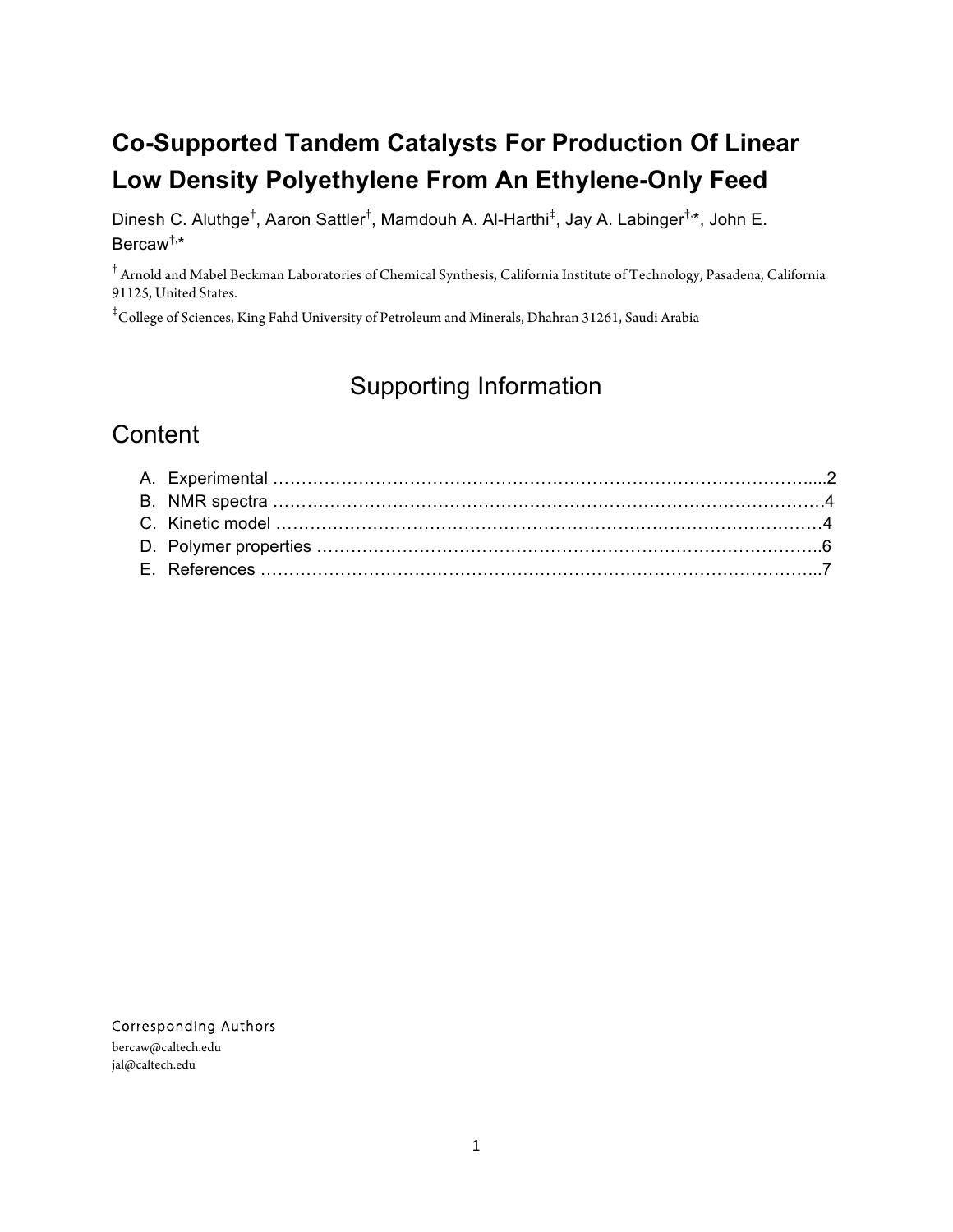# Co-Supported Tandem Catalysts For Production Of Linear Low Density Polyethylene From An Ethylene-Only Feed

Dinesh C. Aluthge[†], Aaron Sattler[†], Mamdouh A. Al-Harthi[‡], Jay A. Labinger[†,*], John E. Bercaw[†,*]

[†] Arnold and Mabel Beckman Laboratories of Chemical Synthesis, California Institute of Technology, Pasadena, California 91125, United States.

[‡] College of Sciences, King Fahd University of Petroleum and Minerals, Dhahran 31261, Saudi Arabia

## Supporting Information

## Content

A. Experimental ....................................................................................................2
B. NMR spectra ....................................................................................................4
C. Kinetic model ....................................................................................................4
D. Polymer properties ..........................................................................................6
E. References .......................................................................................................7

Corresponding Authors

bercaw@caltech.edu

jal@caltech.edu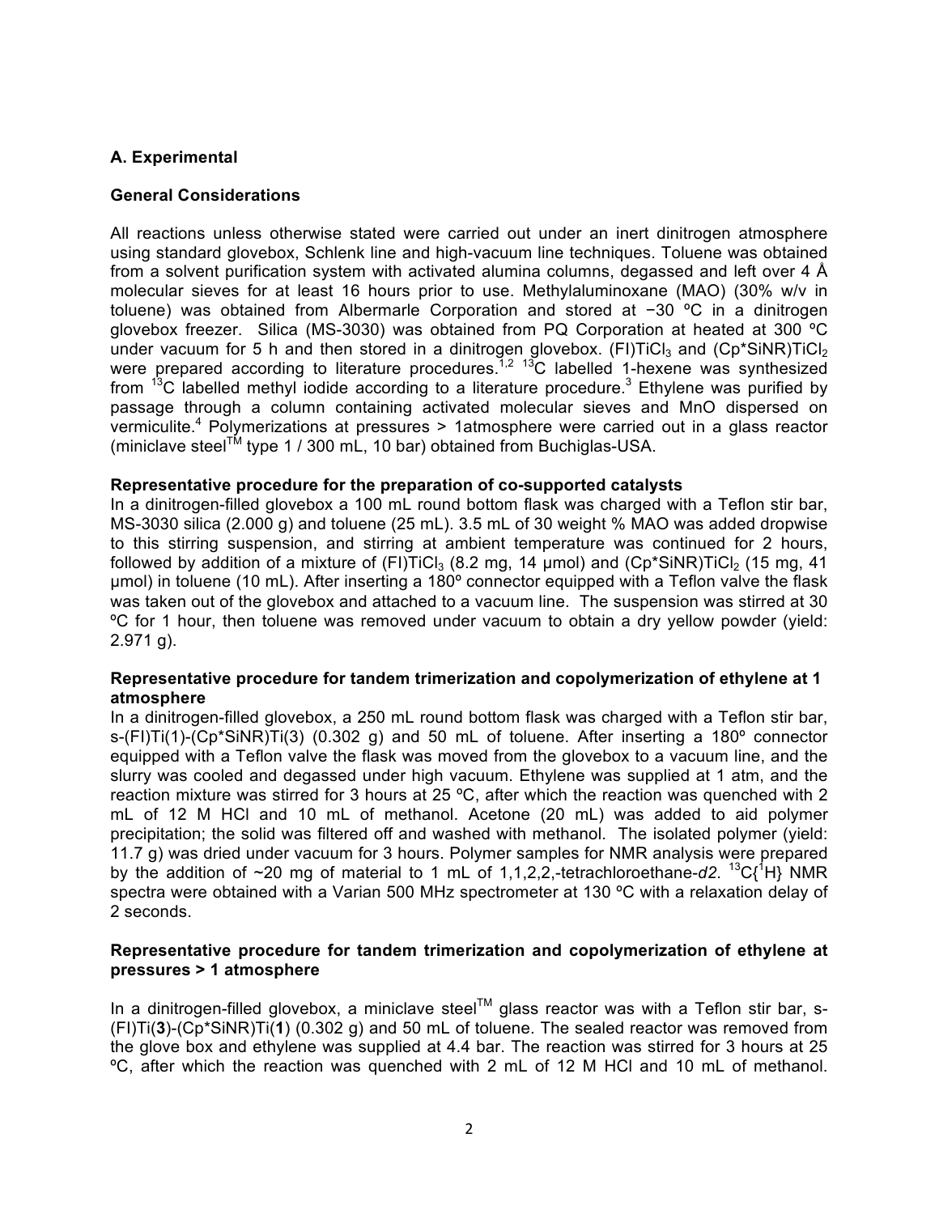### A. Experimental

#### General Considerations

All reactions unless otherwise stated were carried out under an inert dinitrogen atmosphere using standard glovebox, Schlenk line and high-vacuum line techniques. Toluene was obtained from a solvent purification system with activated alumina columns, degassed and left over 4 Å molecular sieves for at least 16 hours prior to use. Methylaluminoxane (MAO) (30% w/v in toluene) was obtained from Albermarle Corporation and stored at −30 ºC in a dinitrogen glovebox freezer. Silica (MS-3030) was obtained from PQ Corporation at heated at 300 ºC under vacuum for 5 h and then stored in a dinitrogen glovebox. (FI)$TiCl_3$ and (Cp*SiNR)$TiCl_2$ were prepared according to literature procedures.[1,2] $^{13}$C labelled 1-hexene was synthesized from $^{13}$C labelled methyl iodide according to a literature procedure.[3] Ethylene was purified by passage through a column containing activated molecular sieves and MnO dispersed on vermiculite.[4] Polymerizations at pressures > 1atmosphere were carried out in a glass reactor (miniclave steel™ type 1 / 300 mL, 10 bar) obtained from Buchiglas-USA.

**Representative procedure for the preparation of co-supported catalysts**

In a dinitrogen-filled glovebox a 100 mL round bottom flask was charged with a Teflon stir bar, MS-3030 silica (2.000 g) and toluene (25 mL). 3.5 mL of 30 weight % MAO was added dropwise to this stirring suspension, and stirring at ambient temperature was continued for 2 hours, followed by addition of a mixture of (FI)$TiCl_3$ (8.2 mg, 14 µmol) and (Cp*SiNR)$TiCl_2$ (15 mg, 41 µmol) in toluene (10 mL). After inserting a 180º connector equipped with a Teflon valve the flask was taken out of the glovebox and attached to a vacuum line. The suspension was stirred at 30 ºC for 1 hour, then toluene was removed under vacuum to obtain a dry yellow powder (yield: 2.971 g).

**Representative procedure for tandem trimerization and copolymerization of ethylene at 1 atmosphere**

In a dinitrogen-filled glovebox, a 250 mL round bottom flask was charged with a Teflon stir bar, s-(FI)Ti(1)-(Cp*SiNR)Ti(3) (0.302 g) and 50 mL of toluene. After inserting a 180º connector equipped with a Teflon valve the flask was moved from the glovebox to a vacuum line, and the slurry was cooled and degassed under high vacuum. Ethylene was supplied at 1 atm, and the reaction mixture was stirred for 3 hours at 25 ºC, after which the reaction was quenched with 2 mL of 12 M HCl and 10 mL of methanol. Acetone (20 mL) was added to aid polymer precipitation; the solid was filtered off and washed with methanol. The isolated polymer (yield: 11.7 g) was dried under vacuum for 3 hours. Polymer samples for NMR analysis were prepared by the addition of ~20 mg of material to 1 mL of 1,1,2,2,-tetrachloroethane-*d2*. $^{13}$C{$^{1}$H} NMR spectra were obtained with a Varian 500 MHz spectrometer at 130 ºC with a relaxation delay of 2 seconds.

**Representative procedure for tandem trimerization and copolymerization of ethylene at pressures > 1 atmosphere**

In a dinitrogen-filled glovebox, a miniclave steel™ glass reactor was with a Teflon stir bar, s-(FI)Ti(**3**)-(Cp*SiNR)Ti(**1**) (0.302 g) and 50 mL of toluene. The sealed reactor was removed from the glove box and ethylene was supplied at 4.4 bar. The reaction was stirred for 3 hours at 25 ºC, after which the reaction was quenched with 2 mL of 12 M HCl and 10 mL of methanol.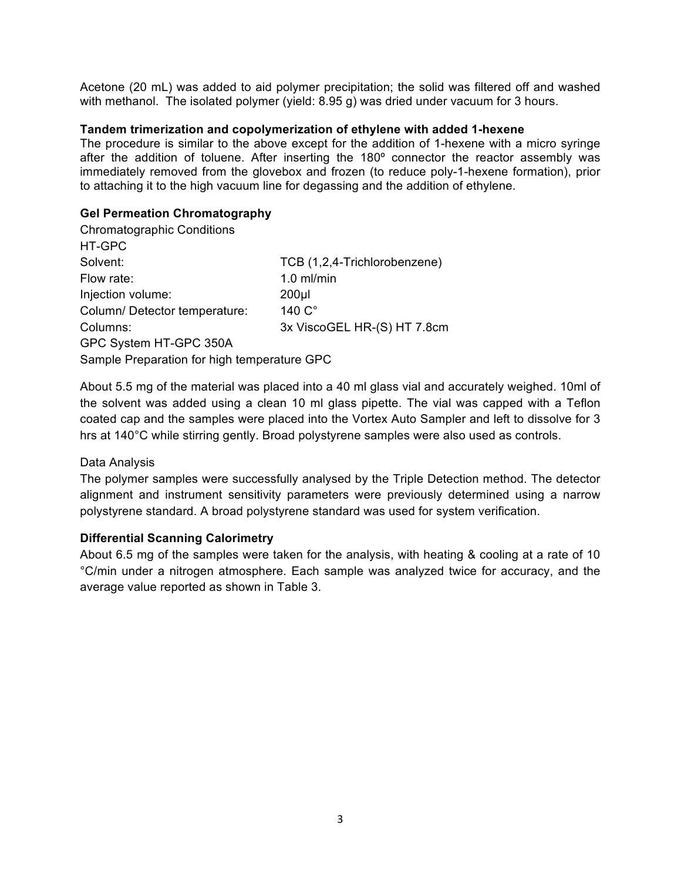Acetone (20 mL) was added to aid polymer precipitation; the solid was filtered off and washed with methanol. The isolated polymer (yield: 8.95 g) was dried under vacuum for 3 hours.

**Tandem trimerization and copolymerization of ethylene with added 1-hexene**

The procedure is similar to the above except for the addition of 1-hexene with a micro syringe after the addition of toluene. After inserting the 180º connector the reactor assembly was immediately removed from the glovebox and frozen (to reduce poly-1-hexene formation), prior to attaching it to the high vacuum line for degassing and the addition of ethylene.

**Gel Permeation Chromatography**

Chromatographic Conditions

HT-GPC

| | |
|---|---|
| Solvent: | TCB (1,2,4-Trichlorobenzene) |
| Flow rate: | 1.0 ml/min |
| Injection volume: | 200µl |
| Column/ Detector temperature: | 140 C° |
| Columns: | 3x ViscoGEL HR-(S) HT 7.8cm |

GPC System HT-GPC 350A

Sample Preparation for high temperature GPC

About 5.5 mg of the material was placed into a 40 ml glass vial and accurately weighed. 10ml of the solvent was added using a clean 10 ml glass pipette. The vial was capped with a Teflon coated cap and the samples were placed into the Vortex Auto Sampler and left to dissolve for 3 hrs at 140°C while stirring gently. Broad polystyrene samples were also used as controls.

Data Analysis

The polymer samples were successfully analysed by the Triple Detection method. The detector alignment and instrument sensitivity parameters were previously determined using a narrow polystyrene standard. A broad polystyrene standard was used for system verification.

**Differential Scanning Calorimetry**

About 6.5 mg of the samples were taken for the analysis, with heating & cooling at a rate of 10 °C/min under a nitrogen atmosphere. Each sample was analyzed twice for accuracy, and the average value reported as shown in Table 3.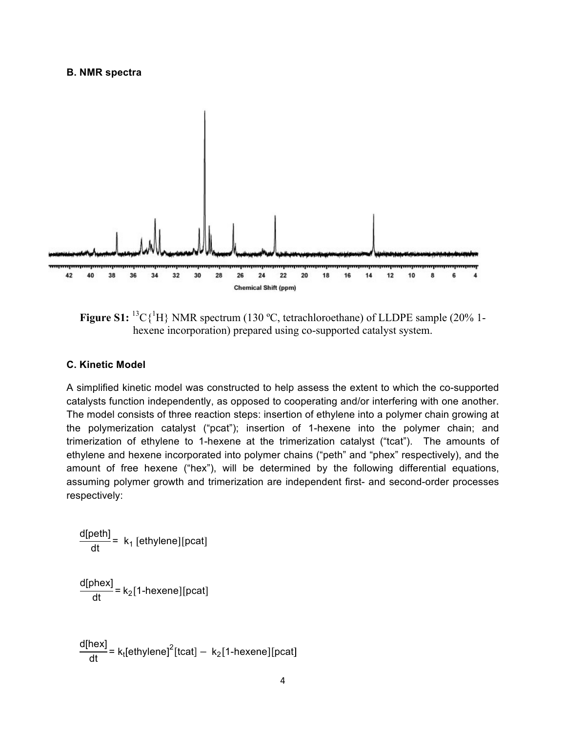### B. NMR spectra

**Figure S1:** $^{13}C\{^{1}H\}$ NMR spectrum (130 ºC, tetrachloroethane) of LLDPE sample (20% 1-hexene incorporation) prepared using co-supported catalyst system.

### C. Kinetic Model

A simplified kinetic model was constructed to help assess the extent to which the co-supported catalysts function independently, as opposed to cooperating and/or interfering with one another. The model consists of three reaction steps: insertion of ethylene into a polymer chain growing at the polymerization catalyst ("pcat"); insertion of 1-hexene into the polymer chain; and trimerization of ethylene to 1-hexene at the trimerization catalyst ("tcat"). The amounts of ethylene and hexene incorporated into polymer chains ("peth" and "phex" respectively), and the amount of free hexene ("hex"), will be determined by the following differential equations, assuming polymer growth and trimerization are independent first- and second-order processes respectively:

$$\frac{d[\text{peth}]}{dt} = k_1\,[\text{ethylene}][\text{pcat}]$$

$$\frac{d[\text{phex}]}{dt} = k_2[\text{1-hexene}][\text{pcat}]$$

$$\frac{d[\text{hex}]}{dt} = k_t[\text{ethylene}]^2[\text{tcat}] - k_2[\text{1-hexene}][\text{pcat}]$$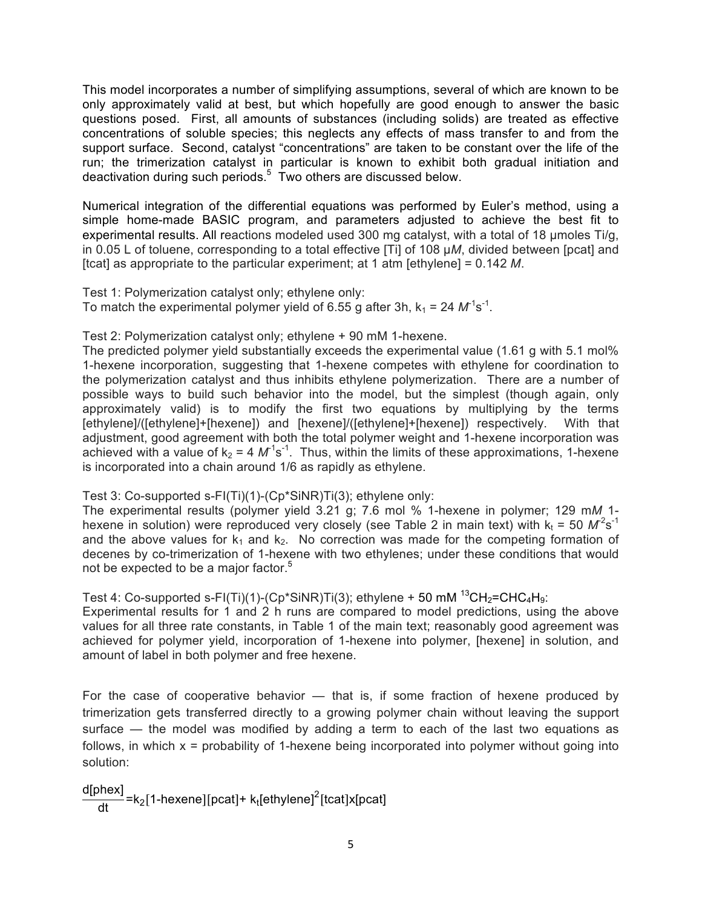This model incorporates a number of simplifying assumptions, several of which are known to be only approximately valid at best, but which hopefully are good enough to answer the basic questions posed. First, all amounts of substances (including solids) are treated as effective concentrations of soluble species; this neglects any effects of mass transfer to and from the support surface. Second, catalyst "concentrations" are taken to be constant over the life of the run; the trimerization catalyst in particular is known to exhibit both gradual initiation and deactivation during such periods.[5] Two others are discussed below.

Numerical integration of the differential equations was performed by Euler's method, using a simple home-made BASIC program, and parameters adjusted to achieve the best fit to experimental results. All reactions modeled used 300 mg catalyst, with a total of 18 μmoles Ti/g, in 0.05 L of toluene, corresponding to a total effective [Ti] of 108 μ*M*, divided between [pcat] and [tcat] as appropriate to the particular experiment; at 1 atm [ethylene] = 0.142 *M*.

Test 1: Polymerization catalyst only; ethylene only:
To match the experimental polymer yield of 6.55 g after 3h, $k_1 = 24\ M^{-1}s^{-1}$.

Test 2: Polymerization catalyst only; ethylene + 90 mM 1-hexene.
The predicted polymer yield substantially exceeds the experimental value (1.61 g with 5.1 mol% 1-hexene incorporation, suggesting that 1-hexene competes with ethylene for coordination to the polymerization catalyst and thus inhibits ethylene polymerization. There are a number of possible ways to build such behavior into the model, but the simplest (though again, only approximately valid) is to modify the first two equations by multiplying by the terms [ethylene]/([ethylene]+[hexene]) and [hexene]/([ethylene]+[hexene]) respectively. With that adjustment, good agreement with both the total polymer weight and 1-hexene incorporation was achieved with a value of $k_2 = 4\ M^{-1}s^{-1}$. Thus, within the limits of these approximations, 1-hexene is incorporated into a chain around 1/6 as rapidly as ethylene.

Test 3: Co-supported s-FI(Ti)(1)-(Cp*SiNR)Ti(3); ethylene only:
The experimental results (polymer yield 3.21 g; 7.6 mol % 1-hexene in polymer; 129 m*M* 1-hexene in solution) were reproduced very closely (see Table 2 in main text) with $k_t = 50\ M^{-2}s^{-1}$ and the above values for $k_1$ and $k_2$. No correction was made for the competing formation of decenes by co-trimerization of 1-hexene with two ethylenes; under these conditions that would not be expected to be a major factor.[5]

Test 4: Co-supported s-FI(Ti)(1)-(Cp*SiNR)Ti(3); ethylene + 50 mM $^{13}CH_2{=}CHC_4H_9$:
Experimental results for 1 and 2 h runs are compared to model predictions, using the above values for all three rate constants, in Table 1 of the main text; reasonably good agreement was achieved for polymer yield, incorporation of 1-hexene into polymer, [hexene] in solution, and amount of label in both polymer and free hexene.

For the case of cooperative behavior — that is, if some fraction of hexene produced by trimerization gets transferred directly to a growing polymer chain without leaving the support surface — the model was modified by adding a term to each of the last two equations as follows, in which x = probability of 1-hexene being incorporated into polymer without going into solution:

$$\frac{d[\text{phex}]}{dt} = k_2[\text{1-hexene}][\text{pcat}] + k_t[\text{ethylene}]^2[\text{tcat}]x[\text{pcat}]$$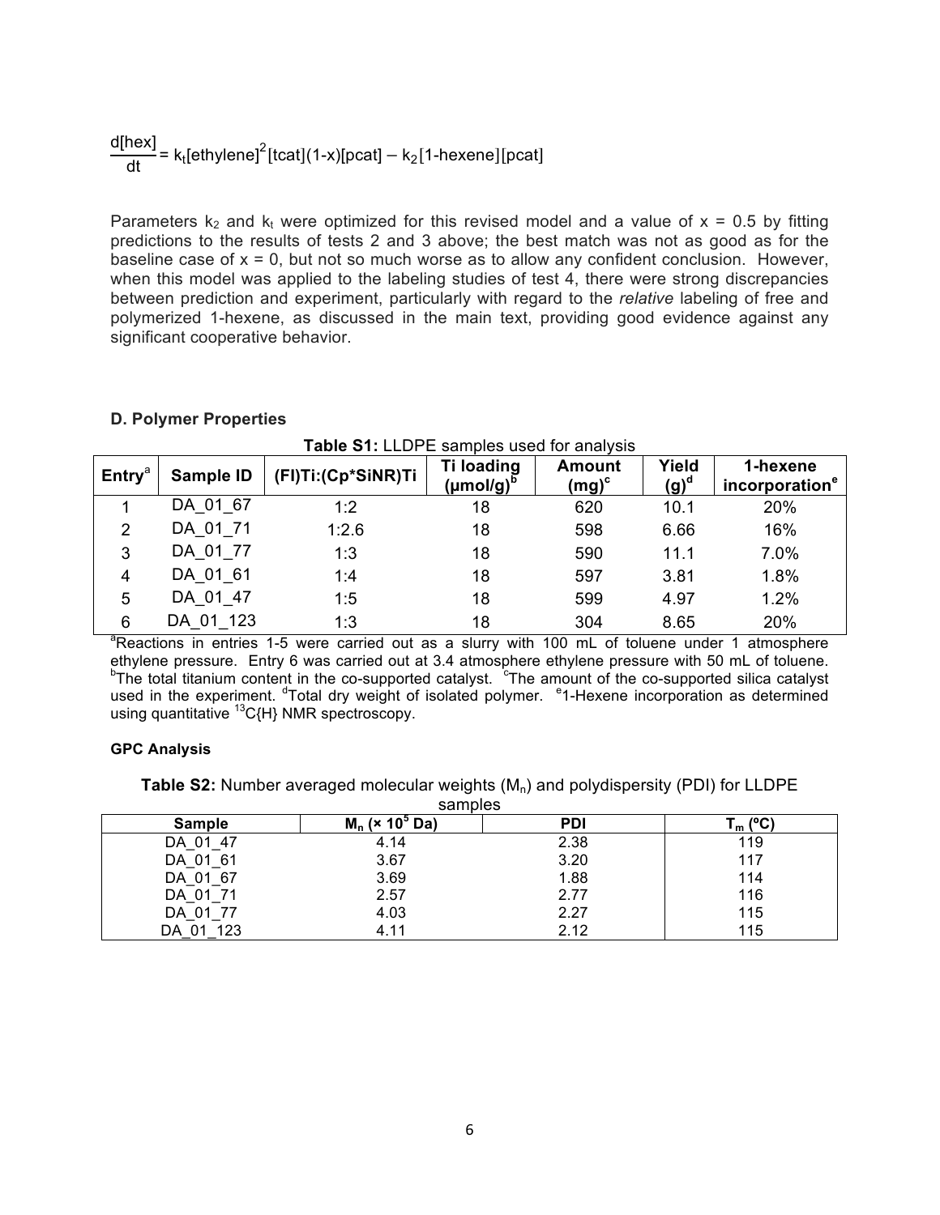$$\frac{d[hex]}{dt} = k_t[ethylene]^2[tcat](1-x)[pcat] - k_2[1\text{-hexene}][pcat]$$

Parameters $k_2$ and $k_t$ were optimized for this revised model and a value of $x = 0.5$ by fitting predictions to the results of tests 2 and 3 above; the best match was not as good as for the baseline case of $x = 0$, but not so much worse as to allow any confident conclusion. However, when this model was applied to the labeling studies of test 4, there were strong discrepancies between prediction and experiment, particularly with regard to the *relative* labeling of free and polymerized 1-hexene, as discussed in the main text, providing good evidence against any significant cooperative behavior.

### D. Polymer Properties

**Table S1:** LLDPE samples used for analysis

| Entry[a] | Sample ID | (FI)Ti:(Cp*SiNR)Ti | Ti loading (μmol/g)[b] | Amount (mg)[c] | Yield (g)[d] | 1-hexene incorporation[e] |
|---|---|---|---|---|---|---|
| 1 | DA_01_67 | 1:2 | 18 | 620 | 10.1 | 20% |
| 2 | DA_01_71 | 1:2.6 | 18 | 598 | 6.66 | 16% |
| 3 | DA_01_77 | 1:3 | 18 | 590 | 11.1 | 7.0% |
| 4 | DA_01_61 | 1:4 | 18 | 597 | 3.81 | 1.8% |
| 5 | DA_01_47 | 1:5 | 18 | 599 | 4.97 | 1.2% |
| 6 | DA_01_123 | 1:3 | 18 | 304 | 8.65 | 20% |

[a]Reactions in entries 1-5 were carried out as a slurry with 100 mL of toluene under 1 atmosphere ethylene pressure. Entry 6 was carried out at 3.4 atmosphere ethylene pressure with 50 mL of toluene. [b]The total titanium content in the co-supported catalyst. [c]The amount of the co-supported silica catalyst used in the experiment. [d]Total dry weight of isolated polymer. [e]1-Hexene incorporation as determined using quantitative $^{13}C\{H\}$ NMR spectroscopy.

#### GPC Analysis

**Table S2:** Number averaged molecular weights ($M_n$) and polydispersity (PDI) for LLDPE samples

| Sample | $M_n$ (× $10^5$ Da) | PDI | $T_m$ (ºC) |
|---|---|---|---|
| DA_01_47 | 4.14 | 2.38 | 119 |
| DA_01_61 | 3.67 | 3.20 | 117 |
| DA_01_67 | 3.69 | 1.88 | 114 |
| DA_01_71 | 2.57 | 2.77 | 116 |
| DA_01_77 | 4.03 | 2.27 | 115 |
| DA_01_123 | 4.11 | 2.12 | 115 |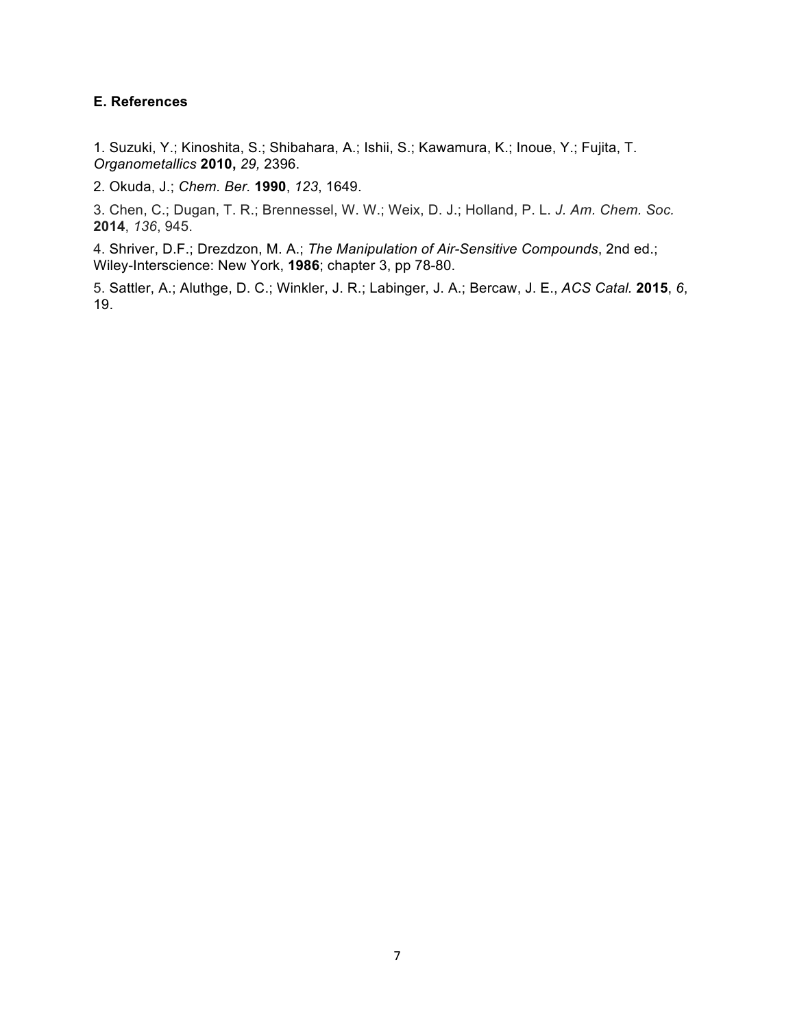### E. References

1. Suzuki, Y.; Kinoshita, S.; Shibahara, A.; Ishii, S.; Kawamura, K.; Inoue, Y.; Fujita, T. *Organometallics* **2010,** *29,* 2396.

2. Okuda, J.; *Chem. Ber.* **1990**, *123*, 1649.

3. Chen, C.; Dugan, T. R.; Brennessel, W. W.; Weix, D. J.; Holland, P. L. *J. Am. Chem. Soc.* **2014**, *136*, 945.

4. Shriver, D.F.; Drezdzon, M. A.; *The Manipulation of Air-Sensitive Compounds*, 2nd ed.; Wiley-Interscience: New York, **1986**; chapter 3, pp 78-80.

5. Sattler, A.; Aluthge, D. C.; Winkler, J. R.; Labinger, J. A.; Bercaw, J. E., *ACS Catal.* **2015**, *6*, 19.